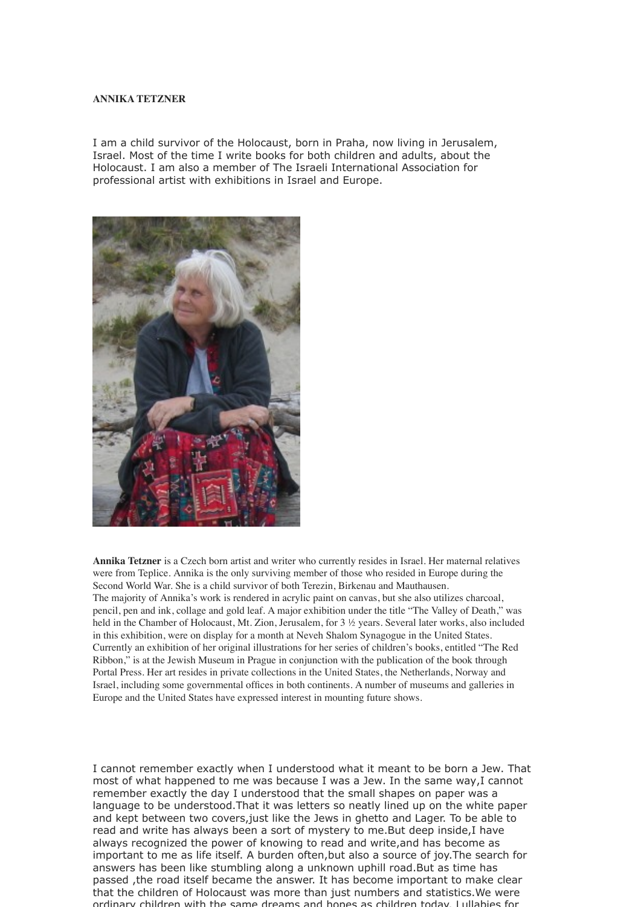**ANNIKA TETZNER**

I am a child survivor of the Holocaust, born in Praha, now living in Jerusalem, Israel. Most of the time I write books for both children and adults, about the Holocaust. I am also a member of The Israeli International Association for professional artist with exhibitions in Israel and Europe.

**Annika Tetzner** is a Czech born artist and writer who currently resides in Israel. Her maternal relatives were from Teplice. Annika is the only surviving member of those who resided in Europe during the Second World War. She is a child survivor of both Terezin, Birkenau and Mauthausen.
The majority of Annika's work is rendered in acrylic paint on canvas, but she also utilizes charcoal, pencil, pen and ink, collage and gold leaf. A major exhibition under the title "The Valley of Death," was held in the Chamber of Holocaust, Mt. Zion, Jerusalem, for 3 ½ years. Several later works, also included in this exhibition, were on display for a month at Neveh Shalom Synagogue in the United States. Currently an exhibition of her original illustrations for her series of children's books, entitled "The Red Ribbon," is at the Jewish Museum in Prague in conjunction with the publication of the book through Portal Press. Her art resides in private collections in the United States, the Netherlands, Norway and Israel, including some governmental offices in both continents. A number of museums and galleries in Europe and the United States have expressed interest in mounting future shows.

I cannot remember exactly when I understood what it meant to be born a Jew. That most of what happened to me was because I was a Jew. In the same way,I cannot remember exactly the day I understood that the small shapes on paper was a language to be understood.That it was letters so neatly lined up on the white paper and kept between two covers,just like the Jews in ghetto and Lager. To be able to read and write has always been a sort of mystery to me.But deep inside,I have always recognized the power of knowing to read and write,and has become as important to me as life itself. A burden often,but also a source of joy.The search for answers has been like stumbling along a unknown uphill road.But as time has passed ,the road itself became the answer. It has become important to make clear that the children of Holocaust was more than just numbers and statistics.We were ordinary children with the same dreams and hopes as children today. Lullabies for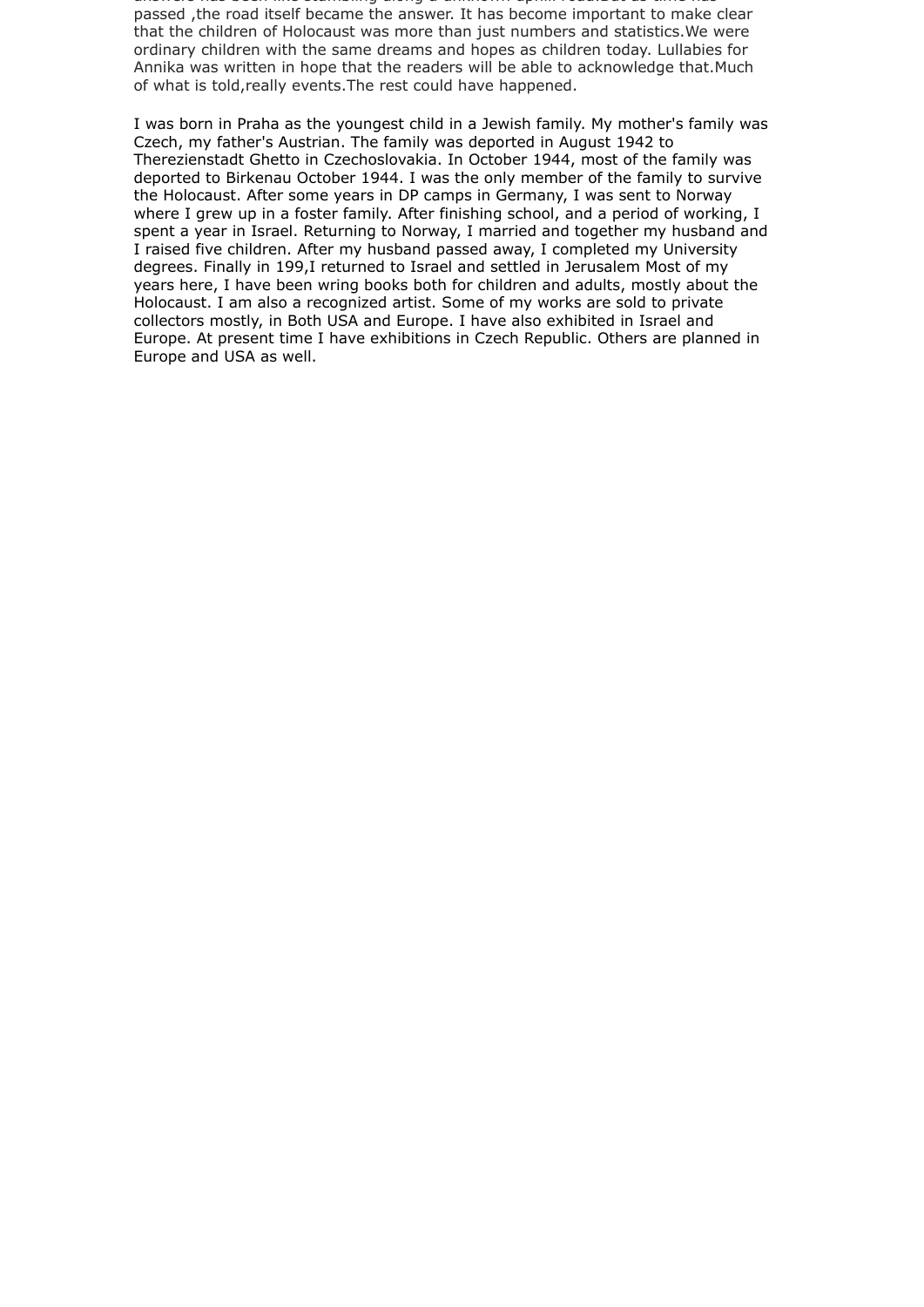answers has been like stumbling along a unknown uphill road.But as time has passed ,the road itself became the answer. It has become important to make clear that the children of Holocaust was more than just numbers and statistics.We were ordinary children with the same dreams and hopes as children today. Lullabies for Annika was written in hope that the readers will be able to acknowledge that.Much of what is told,really events.The rest could have happened.

I was born in Praha as the youngest child in a Jewish family. My mother's family was Czech, my father's Austrian. The family was deported in August 1942 to Therezienstadt Ghetto in Czechoslovakia. In October 1944, most of the family was deported to Birkenau October 1944. I was the only member of the family to survive the Holocaust. After some years in DP camps in Germany, I was sent to Norway where I grew up in a foster family. After finishing school, and a period of working, I spent a year in Israel. Returning to Norway, I married and together my husband and I raised five children. After my husband passed away, I completed my University degrees. Finally in 199,I returned to Israel and settled in Jerusalem Most of my years here, I have been wring books both for children and adults, mostly about the Holocaust. I am also a recognized artist. Some of my works are sold to private collectors mostly, in Both USA and Europe. I have also exhibited in Israel and Europe. At present time I have exhibitions in Czech Republic. Others are planned in Europe and USA as well.